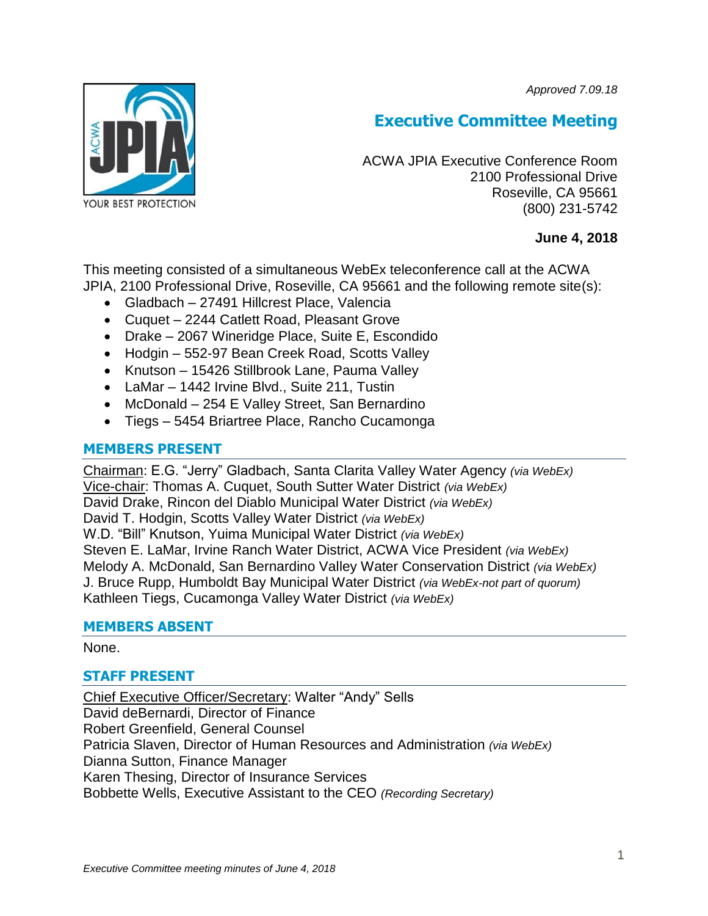*Approved 7.09.18*

# Executive Committee Meeting

ACWA JPIA Executive Conference Room
2100 Professional Drive
Roseville, CA 95661
(800) 231-5742

**June 4, 2018**

This meeting consisted of a simultaneous WebEx teleconference call at the ACWA JPIA, 2100 Professional Drive, Roseville, CA 95661 and the following remote site(s):

- Gladbach – 27491 Hillcrest Place, Valencia
- Cuquet – 2244 Catlett Road, Pleasant Grove
- Drake – 2067 Wineridge Place, Suite E, Escondido
- Hodgin – 552-97 Bean Creek Road, Scotts Valley
- Knutson – 15426 Stillbrook Lane, Pauma Valley
- LaMar – 1442 Irvine Blvd., Suite 211, Tustin
- McDonald – 254 E Valley Street, San Bernardino
- Tiegs – 5454 Briartree Place, Rancho Cucamonga

## MEMBERS PRESENT

Chairman: E.G. "Jerry" Gladbach, Santa Clarita Valley Water Agency *(via WebEx)*
Vice-chair: Thomas A. Cuquet, South Sutter Water District *(via WebEx)*
David Drake, Rincon del Diablo Municipal Water District *(via WebEx)*
David T. Hodgin, Scotts Valley Water District *(via WebEx)*
W.D. "Bill" Knutson, Yuima Municipal Water District *(via WebEx)*
Steven E. LaMar, Irvine Ranch Water District, ACWA Vice President *(via WebEx)*
Melody A. McDonald, San Bernardino Valley Water Conservation District *(via WebEx)*
J. Bruce Rupp, Humboldt Bay Municipal Water District *(via WebEx-not part of quorum)*
Kathleen Tiegs, Cucamonga Valley Water District *(via WebEx)*

## MEMBERS ABSENT

None.

## STAFF PRESENT

Chief Executive Officer/Secretary: Walter "Andy" Sells
David deBernardi, Director of Finance
Robert Greenfield, General Counsel
Patricia Slaven, Director of Human Resources and Administration *(via WebEx)*
Dianna Sutton, Finance Manager
Karen Thesing, Director of Insurance Services
Bobbette Wells, Executive Assistant to the CEO *(Recording Secretary)*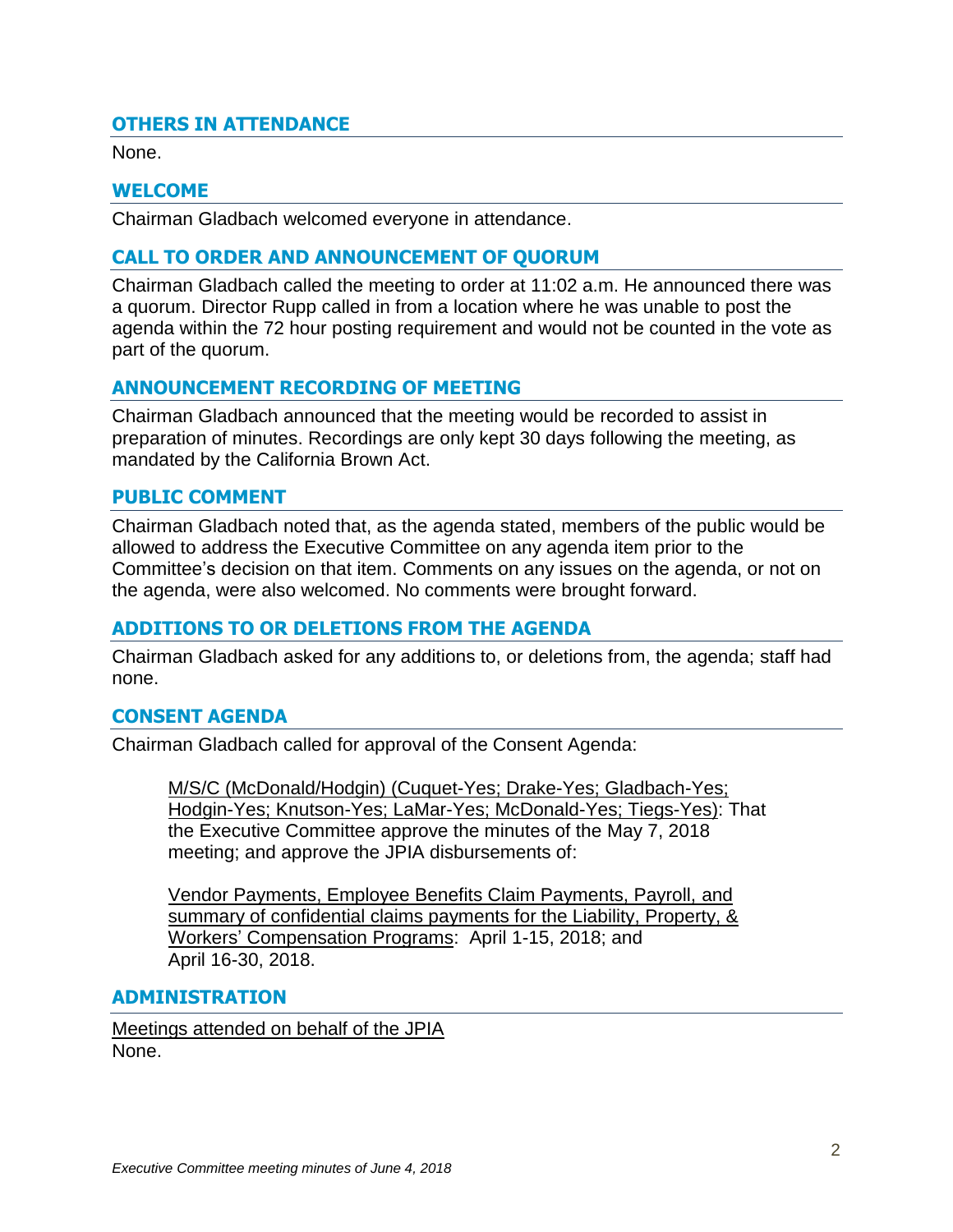## OTHERS IN ATTENDANCE

None.

## WELCOME

Chairman Gladbach welcomed everyone in attendance.

## CALL TO ORDER AND ANNOUNCEMENT OF QUORUM

Chairman Gladbach called the meeting to order at 11:02 a.m. He announced there was a quorum. Director Rupp called in from a location where he was unable to post the agenda within the 72 hour posting requirement and would not be counted in the vote as part of the quorum.

## ANNOUNCEMENT RECORDING OF MEETING

Chairman Gladbach announced that the meeting would be recorded to assist in preparation of minutes. Recordings are only kept 30 days following the meeting, as mandated by the California Brown Act.

## PUBLIC COMMENT

Chairman Gladbach noted that, as the agenda stated, members of the public would be allowed to address the Executive Committee on any agenda item prior to the Committee's decision on that item. Comments on any issues on the agenda, or not on the agenda, were also welcomed. No comments were brought forward.

## ADDITIONS TO OR DELETIONS FROM THE AGENDA

Chairman Gladbach asked for any additions to, or deletions from, the agenda; staff had none.

## CONSENT AGENDA

Chairman Gladbach called for approval of the Consent Agenda:

> M/S/C (McDonald/Hodgin) (Cuquet-Yes; Drake-Yes; Gladbach-Yes; Hodgin-Yes; Knutson-Yes; LaMar-Yes; McDonald-Yes; Tiegs-Yes): That the Executive Committee approve the minutes of the May 7, 2018 meeting; and approve the JPIA disbursements of:
>
> Vendor Payments, Employee Benefits Claim Payments, Payroll, and summary of confidential claims payments for the Liability, Property, & Workers' Compensation Programs: April 1-15, 2018; and April 16-30, 2018.

## ADMINISTRATION

Meetings attended on behalf of the JPIA
None.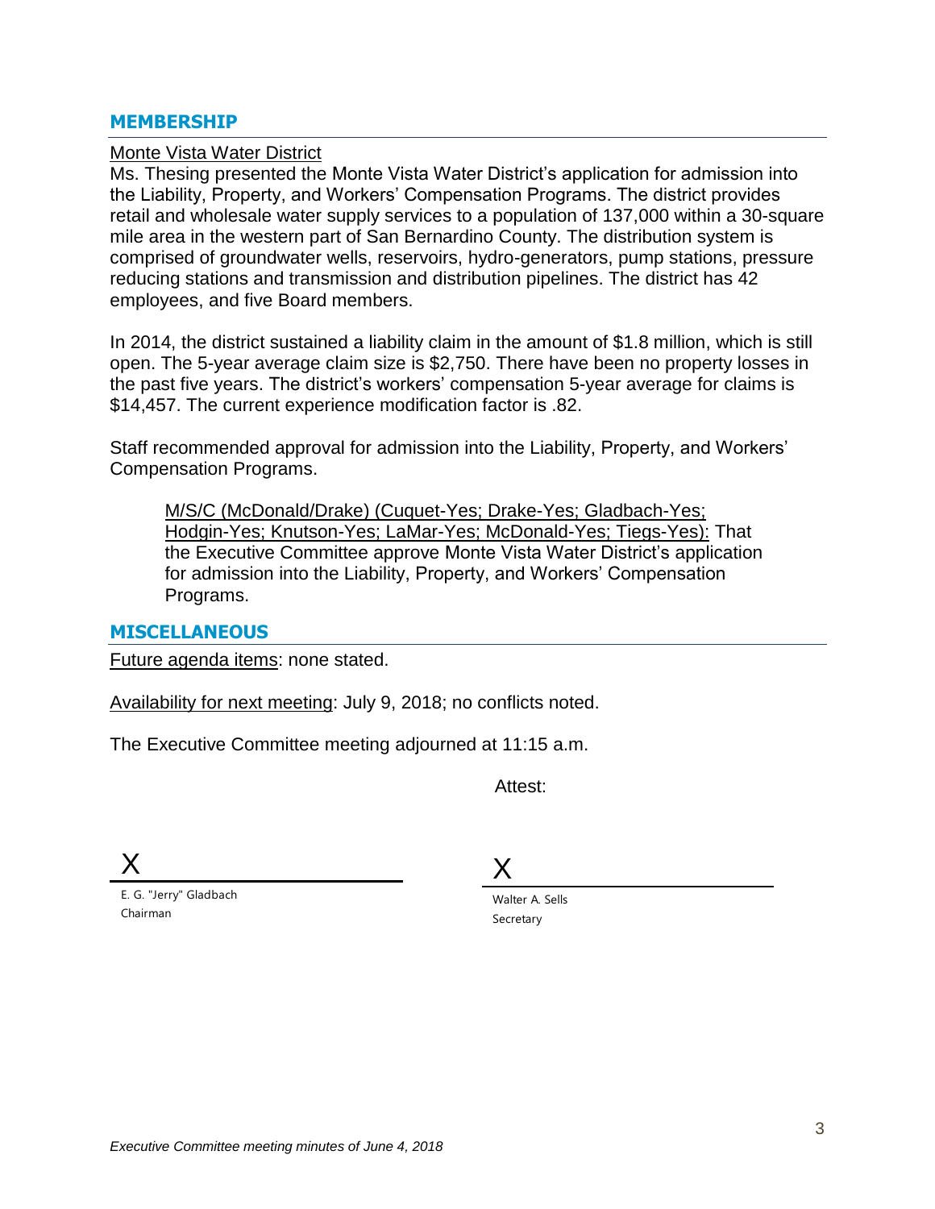## MEMBERSHIP

Monte Vista Water District

Ms. Thesing presented the Monte Vista Water District's application for admission into the Liability, Property, and Workers' Compensation Programs. The district provides retail and wholesale water supply services to a population of 137,000 within a 30-square mile area in the western part of San Bernardino County. The distribution system is comprised of groundwater wells, reservoirs, hydro-generators, pump stations, pressure reducing stations and transmission and distribution pipelines. The district has 42 employees, and five Board members.

In 2014, the district sustained a liability claim in the amount of $1.8 million, which is still open. The 5-year average claim size is $2,750. There have been no property losses in the past five years. The district's workers' compensation 5-year average for claims is $14,457. The current experience modification factor is .82.

Staff recommended approval for admission into the Liability, Property, and Workers' Compensation Programs.

> M/S/C (McDonald/Drake) (Cuquet-Yes; Drake-Yes; Gladbach-Yes; Hodgin-Yes; Knutson-Yes; LaMar-Yes; McDonald-Yes; Tiegs-Yes): That the Executive Committee approve Monte Vista Water District's application for admission into the Liability, Property, and Workers' Compensation Programs.

## MISCELLANEOUS

Future agenda items: none stated.

Availability for next meeting: July 9, 2018; no conflicts noted.

The Executive Committee meeting adjourned at 11:15 a.m.

Attest:

X

E. G. "Jerry" Gladbach
Chairman

X

Walter A. Sells
Secretary

*Executive Committee meeting minutes of June 4, 2018*